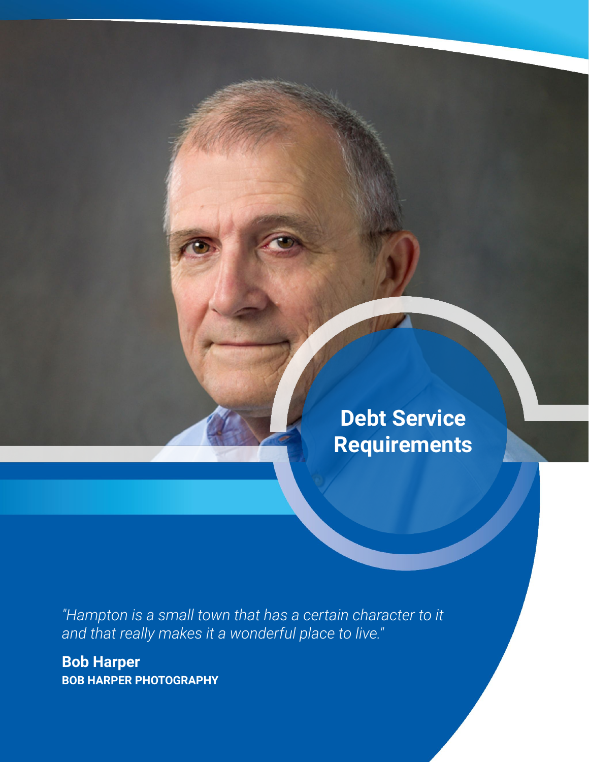# Debt Service Requirements

*"Hampton is a small town that has a certain character to it and that really makes it a wonderful place to live."*

**Bob Harper**
**BOB HARPER PHOTOGRAPHY**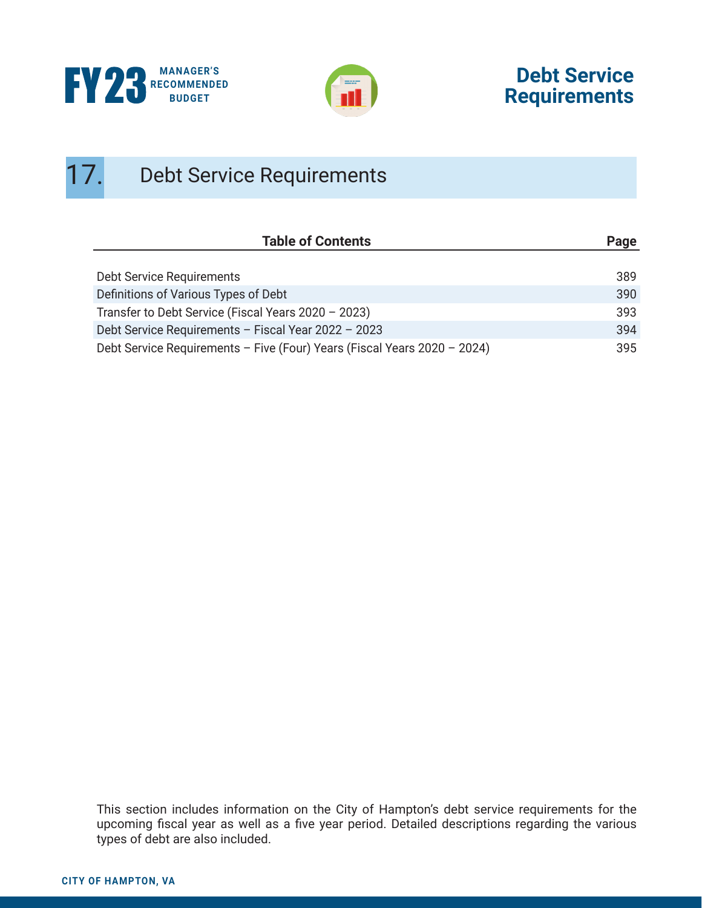# 17. Debt Service Requirements

| Table of Contents | Page |
|---|---|
| Debt Service Requirements | 389 |
| Definitions of Various Types of Debt | 390 |
| Transfer to Debt Service (Fiscal Years 2020 – 2023) | 393 |
| Debt Service Requirements – Fiscal Year 2022 – 2023 | 394 |
| Debt Service Requirements – Five (Four) Years (Fiscal Years 2020 – 2024) | 395 |

This section includes information on the City of Hampton's debt service requirements for the upcoming fiscal year as well as a five year period. Detailed descriptions regarding the various types of debt are also included.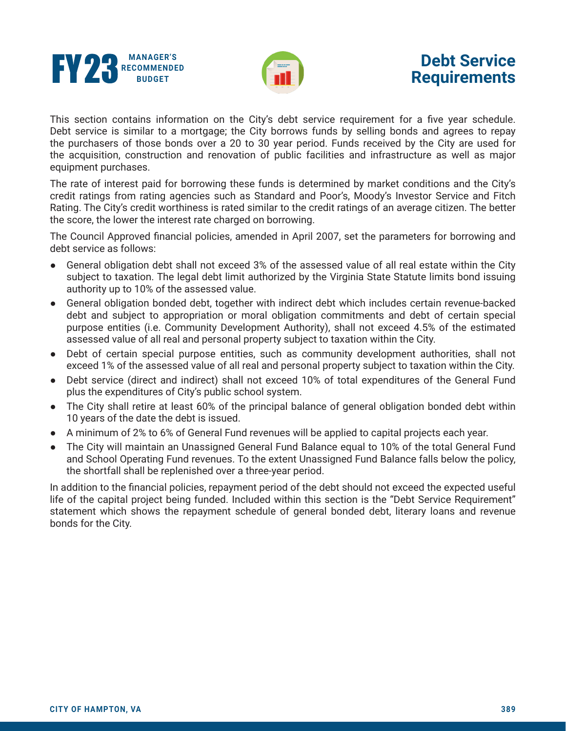# Debt Service Requirements

This section contains information on the City's debt service requirement for a five year schedule. Debt service is similar to a mortgage; the City borrows funds by selling bonds and agrees to repay the purchasers of those bonds over a 20 to 30 year period. Funds received by the City are used for the acquisition, construction and renovation of public facilities and infrastructure as well as major equipment purchases.

The rate of interest paid for borrowing these funds is determined by market conditions and the City's credit ratings from rating agencies such as Standard and Poor's, Moody's Investor Service and Fitch Rating. The City's credit worthiness is rated similar to the credit ratings of an average citizen. The better the score, the lower the interest rate charged on borrowing.

The Council Approved financial policies, amended in April 2007, set the parameters for borrowing and debt service as follows:

- General obligation debt shall not exceed 3% of the assessed value of all real estate within the City subject to taxation. The legal debt limit authorized by the Virginia State Statute limits bond issuing authority up to 10% of the assessed value.
- General obligation bonded debt, together with indirect debt which includes certain revenue-backed debt and subject to appropriation or moral obligation commitments and debt of certain special purpose entities (i.e. Community Development Authority), shall not exceed 4.5% of the estimated assessed value of all real and personal property subject to taxation within the City.
- Debt of certain special purpose entities, such as community development authorities, shall not exceed 1% of the assessed value of all real and personal property subject to taxation within the City.
- Debt service (direct and indirect) shall not exceed 10% of total expenditures of the General Fund plus the expenditures of City's public school system.
- The City shall retire at least 60% of the principal balance of general obligation bonded debt within 10 years of the date the debt is issued.
- A minimum of 2% to 6% of General Fund revenues will be applied to capital projects each year.
- The City will maintain an Unassigned General Fund Balance equal to 10% of the total General Fund and School Operating Fund revenues. To the extent Unassigned Fund Balance falls below the policy, the shortfall shall be replenished over a three-year period.

In addition to the financial policies, repayment period of the debt should not exceed the expected useful life of the capital project being funded. Included within this section is the "Debt Service Requirement" statement which shows the repayment schedule of general bonded debt, literary loans and revenue bonds for the City.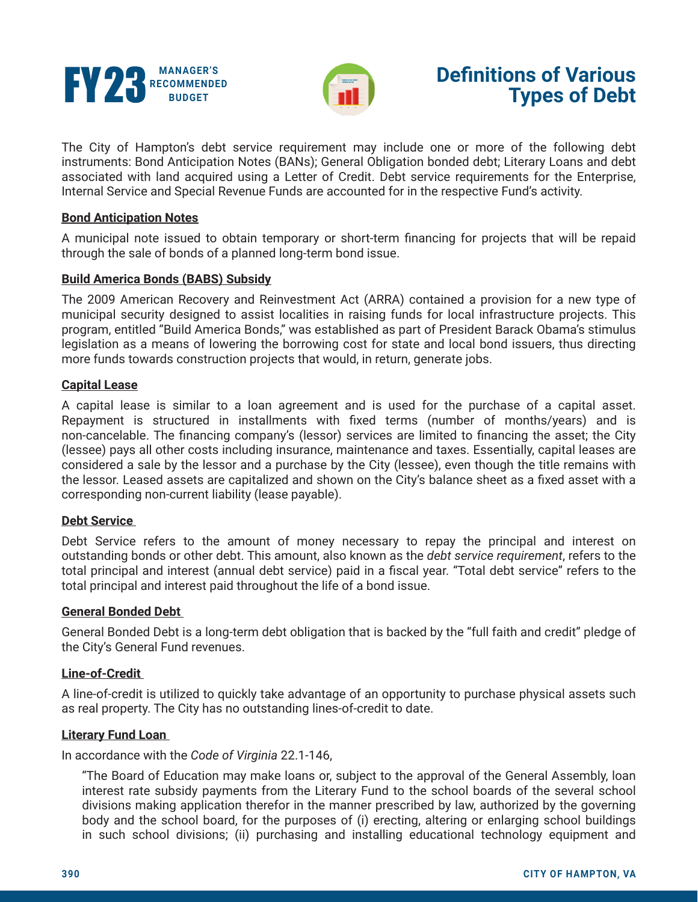# Definitions of Various Types of Debt

The City of Hampton's debt service requirement may include one or more of the following debt instruments: Bond Anticipation Notes (BANs); General Obligation bonded debt; Literary Loans and debt associated with land acquired using a Letter of Credit. Debt service requirements for the Enterprise, Internal Service and Special Revenue Funds are accounted for in the respective Fund's activity.

**Bond Anticipation Notes**

A municipal note issued to obtain temporary or short-term financing for projects that will be repaid through the sale of bonds of a planned long-term bond issue.

**Build America Bonds (BABS) Subsidy**

The 2009 American Recovery and Reinvestment Act (ARRA) contained a provision for a new type of municipal security designed to assist localities in raising funds for local infrastructure projects. This program, entitled "Build America Bonds," was established as part of President Barack Obama's stimulus legislation as a means of lowering the borrowing cost for state and local bond issuers, thus directing more funds towards construction projects that would, in return, generate jobs.

**Capital Lease**

A capital lease is similar to a loan agreement and is used for the purchase of a capital asset. Repayment is structured in installments with fixed terms (number of months/years) and is non-cancelable. The financing company's (lessor) services are limited to financing the asset; the City (lessee) pays all other costs including insurance, maintenance and taxes. Essentially, capital leases are considered a sale by the lessor and a purchase by the City (lessee), even though the title remains with the lessor. Leased assets are capitalized and shown on the City's balance sheet as a fixed asset with a corresponding non-current liability (lease payable).

**Debt Service**

Debt Service refers to the amount of money necessary to repay the principal and interest on outstanding bonds or other debt. This amount, also known as the *debt service requirement*, refers to the total principal and interest (annual debt service) paid in a fiscal year. "Total debt service" refers to the total principal and interest paid throughout the life of a bond issue.

**General Bonded Debt**

General Bonded Debt is a long-term debt obligation that is backed by the "full faith and credit" pledge of the City's General Fund revenues.

**Line-of-Credit**

A line-of-credit is utilized to quickly take advantage of an opportunity to purchase physical assets such as real property. The City has no outstanding lines-of-credit to date.

**Literary Fund Loan**

In accordance with the *Code of Virginia* 22.1-146,

> "The Board of Education may make loans or, subject to the approval of the General Assembly, loan interest rate subsidy payments from the Literary Fund to the school boards of the several school divisions making application therefor in the manner prescribed by law, authorized by the governing body and the school board, for the purposes of (i) erecting, altering or enlarging school buildings in such school divisions; (ii) purchasing and installing educational technology equipment and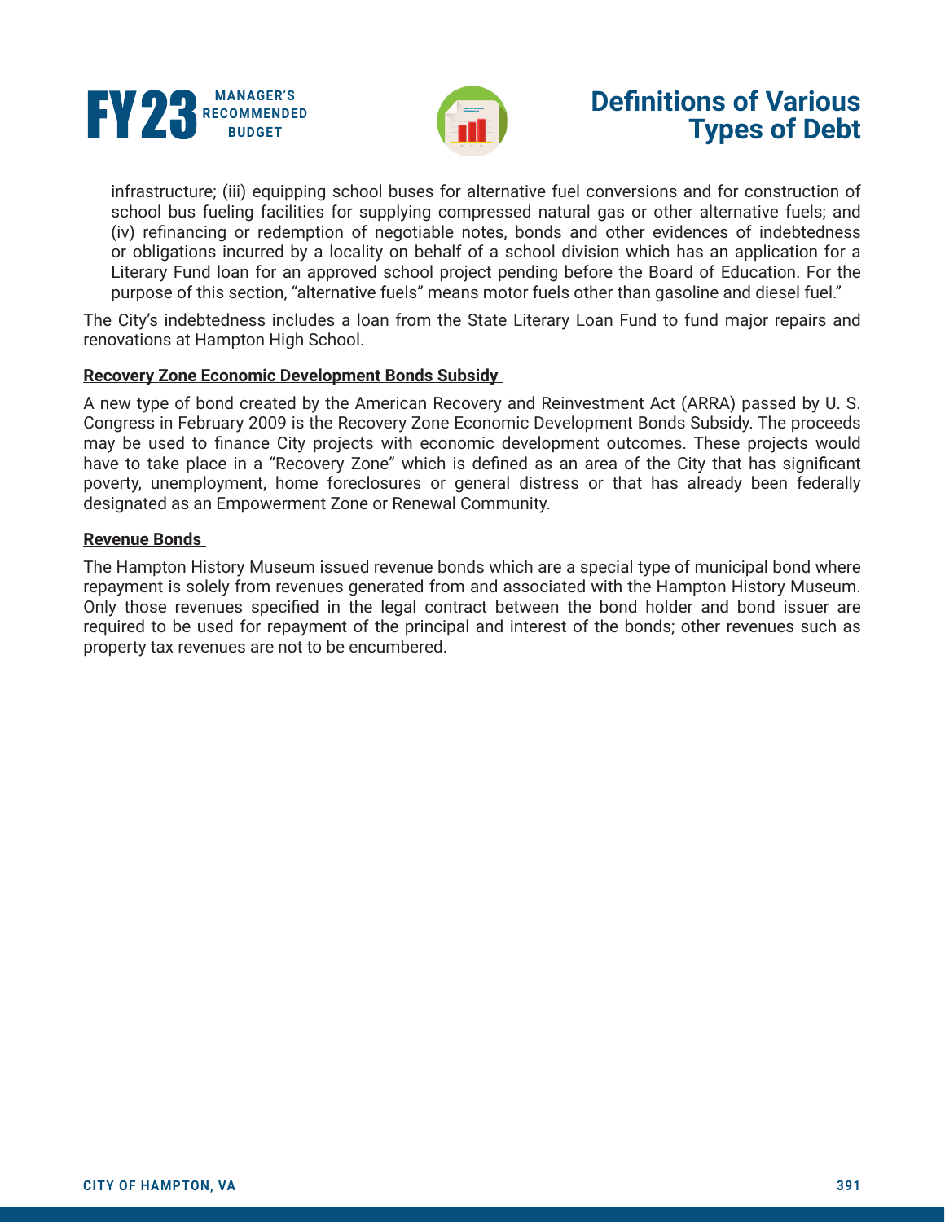infrastructure; (iii) equipping school buses for alternative fuel conversions and for construction of school bus fueling facilities for supplying compressed natural gas or other alternative fuels; and (iv) refinancing or redemption of negotiable notes, bonds and other evidences of indebtedness or obligations incurred by a locality on behalf of a school division which has an application for a Literary Fund loan for an approved school project pending before the Board of Education. For the purpose of this section, "alternative fuels" means motor fuels other than gasoline and diesel fuel."

The City's indebtedness includes a loan from the State Literary Loan Fund to fund major repairs and renovations at Hampton High School.

**Recovery Zone Economic Development Bonds Subsidy**

A new type of bond created by the American Recovery and Reinvestment Act (ARRA) passed by U. S. Congress in February 2009 is the Recovery Zone Economic Development Bonds Subsidy. The proceeds may be used to finance City projects with economic development outcomes. These projects would have to take place in a "Recovery Zone" which is defined as an area of the City that has significant poverty, unemployment, home foreclosures or general distress or that has already been federally designated as an Empowerment Zone or Renewal Community.

**Revenue Bonds**

The Hampton History Museum issued revenue bonds which are a special type of municipal bond where repayment is solely from revenues generated from and associated with the Hampton History Museum. Only those revenues specified in the legal contract between the bond holder and bond issuer are required to be used for repayment of the principal and interest of the bonds; other revenues such as property tax revenues are not to be encumbered.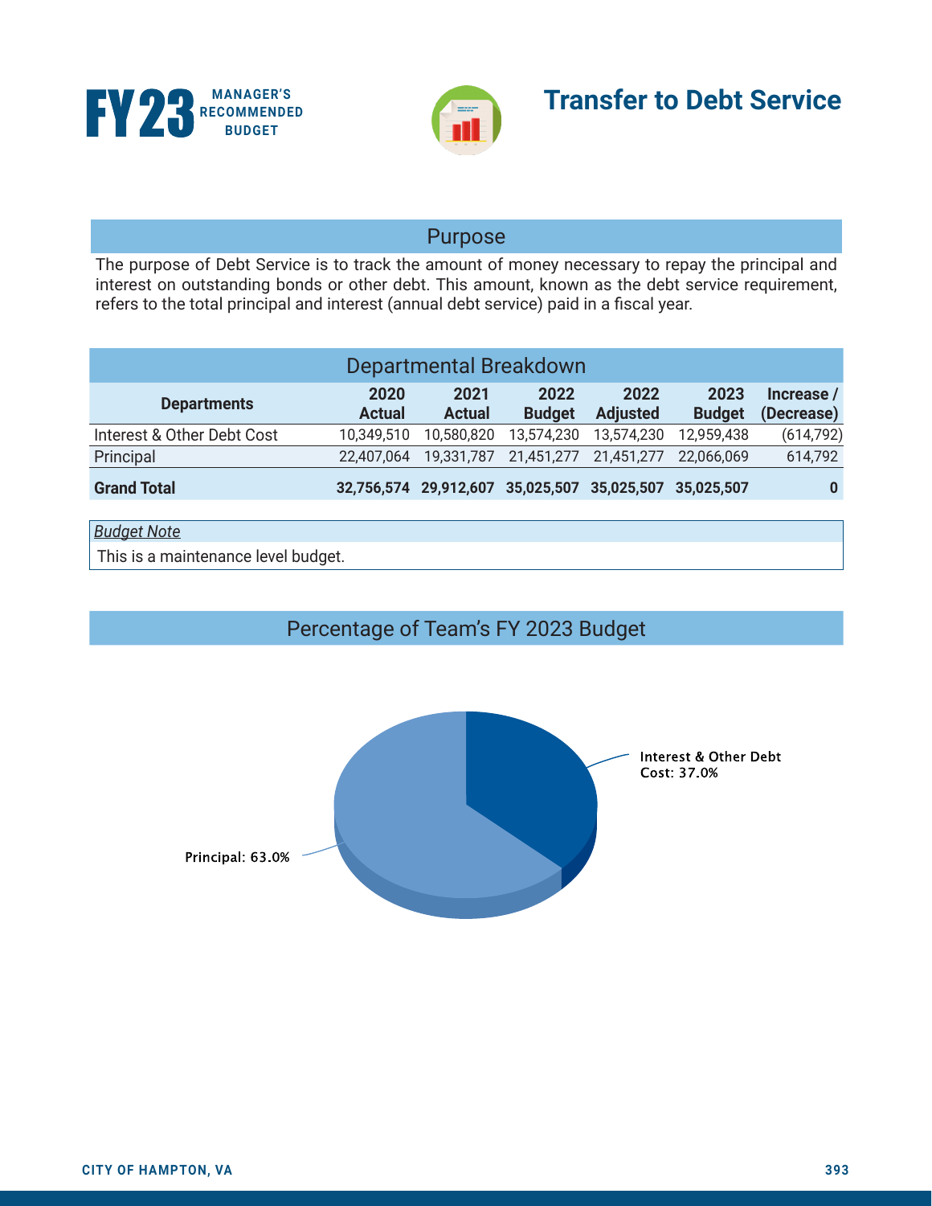# Transfer to Debt Service

## Purpose

The purpose of Debt Service is to track the amount of money necessary to repay the principal and interest on outstanding bonds or other debt. This amount, known as the debt service requirement, refers to the total principal and interest (annual debt service) paid in a fiscal year.

## Departmental Breakdown

| Departments | 2020 Actual | 2021 Actual | 2022 Budget | 2022 Adjusted | 2023 Budget | Increase / (Decrease) |
|---|---|---|---|---|---|---|
| Interest & Other Debt Cost | 10,349,510 | 10,580,820 | 13,574,230 | 13,574,230 | 12,959,438 | (614,792) |
| Principal | 22,407,064 | 19,331,787 | 21,451,277 | 21,451,277 | 22,066,069 | 614,792 |
| **Grand Total** | **32,756,574** | **29,912,607** | **35,025,507** | **35,025,507** | **35,025,507** | **0** |

*Budget Note*

This is a maintenance level budget.

## Percentage of Team's FY 2023 Budget

Interest & Other Debt Cost: 37.0%

Principal: 63.0%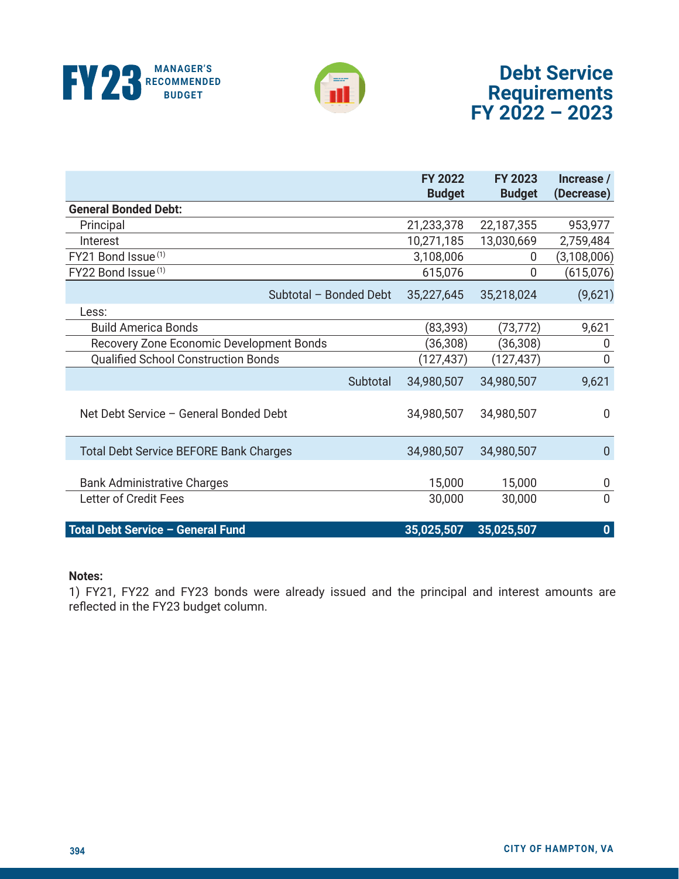# Debt Service Requirements FY 2022 – 2023

| | FY 2022 Budget | FY 2023 Budget | Increase / (Decrease) |
|---|---|---|---|
| **General Bonded Debt:** | | | |
| Principal | 21,233,378 | 22,187,355 | 953,977 |
| Interest | 10,271,185 | 13,030,669 | 2,759,484 |
| FY21 Bond Issue [1] | 3,108,006 | 0 | (3,108,006) |
| FY22 Bond Issue [1] | 615,076 | 0 | (615,076) |
| Subtotal – Bonded Debt | 35,227,645 | 35,218,024 | (9,621) |
| Less: | | | |
| Build America Bonds | (83,393) | (73,772) | 9,621 |
| Recovery Zone Economic Development Bonds | (36,308) | (36,308) | 0 |
| Qualified School Construction Bonds | (127,437) | (127,437) | 0 |
| Subtotal | 34,980,507 | 34,980,507 | 9,621 |
| Net Debt Service – General Bonded Debt | 34,980,507 | 34,980,507 | 0 |
| Total Debt Service BEFORE Bank Charges | 34,980,507 | 34,980,507 | 0 |
| Bank Administrative Charges | 15,000 | 15,000 | 0 |
| Letter of Credit Fees | 30,000 | 30,000 | 0 |
| **Total Debt Service – General Fund** | **35,025,507** | **35,025,507** | **0** |

**Notes:**

1) FY21, FY22 and FY23 bonds were already issued and the principal and interest amounts are reflected in the FY23 budget column.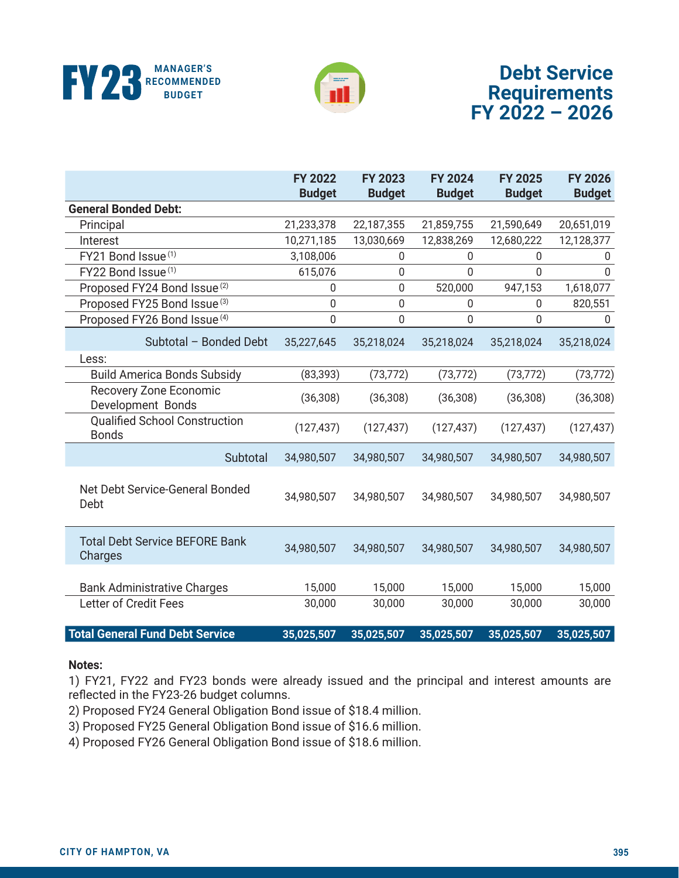# FY23 MANAGER'S RECOMMENDED BUDGET

# Debt Service Requirements FY 2022 – 2026

| | FY 2022 Budget | FY 2023 Budget | FY 2024 Budget | FY 2025 Budget | FY 2026 Budget |
|---|---|---|---|---|---|
| **General Bonded Debt:** | | | | | |
| Principal | 21,233,378 | 22,187,355 | 21,859,755 | 21,590,649 | 20,651,019 |
| Interest | 10,271,185 | 13,030,669 | 12,838,269 | 12,680,222 | 12,128,377 |
| FY21 Bond Issue [1] | 3,108,006 | 0 | 0 | 0 | 0 |
| FY22 Bond Issue [1] | 615,076 | 0 | 0 | 0 | 0 |
| Proposed FY24 Bond Issue [2] | 0 | 0 | 520,000 | 947,153 | 1,618,077 |
| Proposed FY25 Bond Issue [3] | 0 | 0 | 0 | 0 | 820,551 |
| Proposed FY26 Bond Issue [4] | 0 | 0 | 0 | 0 | 0 |
| Subtotal – Bonded Debt | 35,227,645 | 35,218,024 | 35,218,024 | 35,218,024 | 35,218,024 |
| Less: | | | | | |
| Build America Bonds Subsidy | (83,393) | (73,772) | (73,772) | (73,772) | (73,772) |
| Recovery Zone Economic Development Bonds | (36,308) | (36,308) | (36,308) | (36,308) | (36,308) |
| Qualified School Construction Bonds | (127,437) | (127,437) | (127,437) | (127,437) | (127,437) |
| Subtotal | 34,980,507 | 34,980,507 | 34,980,507 | 34,980,507 | 34,980,507 |
| Net Debt Service-General Bonded Debt | 34,980,507 | 34,980,507 | 34,980,507 | 34,980,507 | 34,980,507 |
| Total Debt Service BEFORE Bank Charges | 34,980,507 | 34,980,507 | 34,980,507 | 34,980,507 | 34,980,507 |
| Bank Administrative Charges | 15,000 | 15,000 | 15,000 | 15,000 | 15,000 |
| Letter of Credit Fees | 30,000 | 30,000 | 30,000 | 30,000 | 30,000 |
| **Total General Fund Debt Service** | **35,025,507** | **35,025,507** | **35,025,507** | **35,025,507** | **35,025,507** |

**Notes:**

1) FY21, FY22 and FY23 bonds were already issued and the principal and interest amounts are reflected in the FY23-26 budget columns.
2) Proposed FY24 General Obligation Bond issue of $18.4 million.
3) Proposed FY25 General Obligation Bond issue of $16.6 million.
4) Proposed FY26 General Obligation Bond issue of $18.6 million.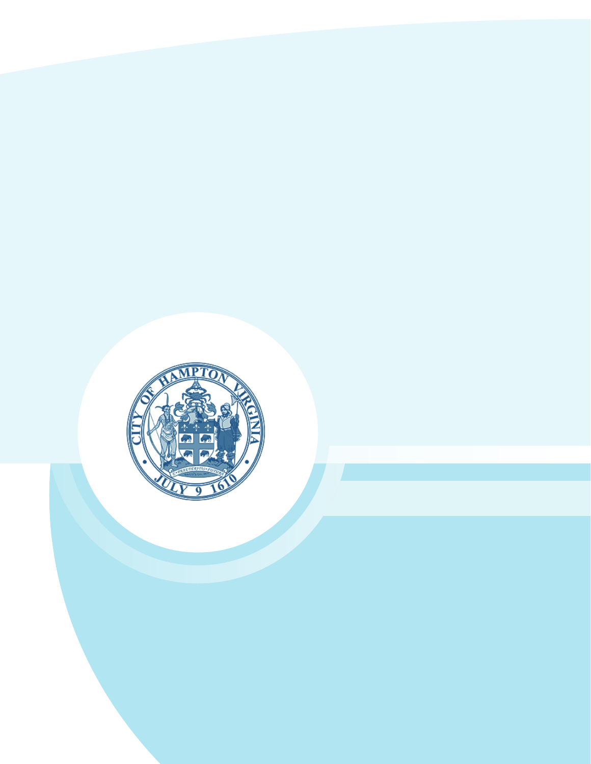CITY OF HAMPTON VIRGINIA

E PRAETERITIS FUTURA

JULY 9 1610